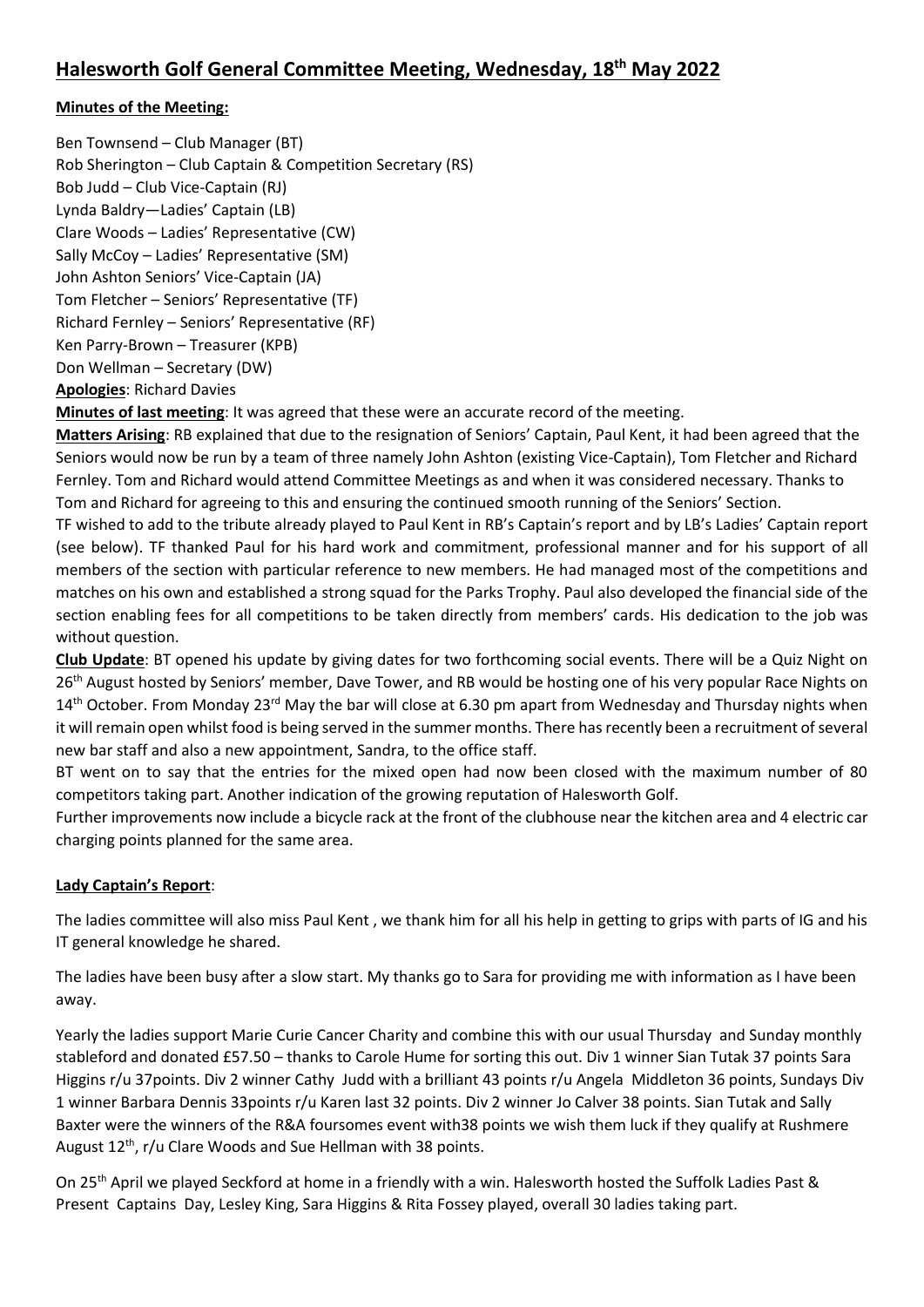# Halesworth Golf General Committee Meeting, Wednesday, 18th May 2022

**Minutes of the Meeting:**

Ben Townsend – Club Manager (BT)
Rob Sherington – Club Captain & Competition Secretary (RS)
Bob Judd – Club Vice-Captain (RJ)
Lynda Baldry—Ladies' Captain (LB)
Clare Woods – Ladies' Representative (CW)
Sally McCoy – Ladies' Representative (SM)
John Ashton Seniors' Vice-Captain (JA)
Tom Fletcher – Seniors' Representative (TF)
Richard Fernley – Seniors' Representative (RF)
Ken Parry-Brown – Treasurer (KPB)
Don Wellman – Secretary (DW)

**Apologies**: Richard Davies

**Minutes of last meeting**: It was agreed that these were an accurate record of the meeting.

**Matters Arising**: RB explained that due to the resignation of Seniors' Captain, Paul Kent, it had been agreed that the Seniors would now be run by a team of three namely John Ashton (existing Vice-Captain), Tom Fletcher and Richard Fernley. Tom and Richard would attend Committee Meetings as and when it was considered necessary. Thanks to Tom and Richard for agreeing to this and ensuring the continued smooth running of the Seniors' Section.

TF wished to add to the tribute already played to Paul Kent in RB's Captain's report and by LB's Ladies' Captain report (see below). TF thanked Paul for his hard work and commitment, professional manner and for his support of all members of the section with particular reference to new members. He had managed most of the competitions and matches on his own and established a strong squad for the Parks Trophy. Paul also developed the financial side of the section enabling fees for all competitions to be taken directly from members' cards. His dedication to the job was without question.

**Club Update**: BT opened his update by giving dates for two forthcoming social events. There will be a Quiz Night on 26th August hosted by Seniors' member, Dave Tower, and RB would be hosting one of his very popular Race Nights on 14th October. From Monday 23rd May the bar will close at 6.30 pm apart from Wednesday and Thursday nights when it will remain open whilst food is being served in the summer months. There has recently been a recruitment of several new bar staff and also a new appointment, Sandra, to the office staff.

BT went on to say that the entries for the mixed open had now been closed with the maximum number of 80 competitors taking part. Another indication of the growing reputation of Halesworth Golf.

Further improvements now include a bicycle rack at the front of the clubhouse near the kitchen area and 4 electric car charging points planned for the same area.

**Lady Captain's Report**:

The ladies committee will also miss Paul Kent , we thank him for all his help in getting to grips with parts of IG and his IT general knowledge he shared.

The ladies have been busy after a slow start. My thanks go to Sara for providing me with information as I have been away.

Yearly the ladies support Marie Curie Cancer Charity and combine this with our usual Thursday and Sunday monthly stableford and donated £57.50 – thanks to Carole Hume for sorting this out. Div 1 winner Sian Tutak 37 points Sara Higgins r/u 37points. Div 2 winner Cathy Judd with a brilliant 43 points r/u Angela Middleton 36 points, Sundays Div 1 winner Barbara Dennis 33points r/u Karen last 32 points. Div 2 winner Jo Calver 38 points. Sian Tutak and Sally Baxter were the winners of the R&A foursomes event with38 points we wish them luck if they qualify at Rushmere August 12th, r/u Clare Woods and Sue Hellman with 38 points.

On 25th April we played Seckford at home in a friendly with a win. Halesworth hosted the Suffolk Ladies Past & Present Captains Day, Lesley King, Sara Higgins & Rita Fossey played, overall 30 ladies taking part.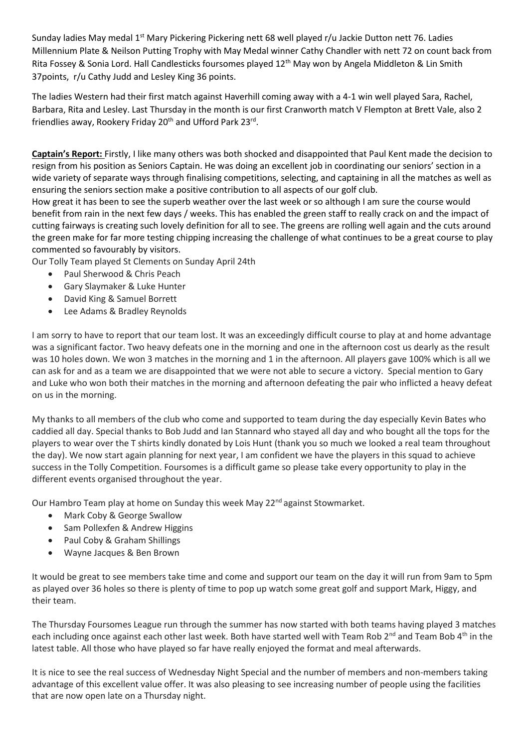Sunday ladies May medal 1st Mary Pickering Pickering nett 68 well played r/u Jackie Dutton nett 76. Ladies Millennium Plate & Neilson Putting Trophy with May Medal winner Cathy Chandler with nett 72 on count back from Rita Fossey & Sonia Lord. Hall Candlesticks foursomes played 12th May won by Angela Middleton & Lin Smith 37points, r/u Cathy Judd and Lesley King 36 points.

The ladies Western had their first match against Haverhill coming away with a 4-1 win well played Sara, Rachel, Barbara, Rita and Lesley. Last Thursday in the month is our first Cranworth match V Flempton at Brett Vale, also 2 friendlies away, Rookery Friday 20th and Ufford Park 23rd.

**Captain's Report:** Firstly, I like many others was both shocked and disappointed that Paul Kent made the decision to resign from his position as Seniors Captain. He was doing an excellent job in coordinating our seniors' section in a wide variety of separate ways through finalising competitions, selecting, and captaining in all the matches as well as ensuring the seniors section make a positive contribution to all aspects of our golf club.

How great it has been to see the superb weather over the last week or so although I am sure the course would benefit from rain in the next few days / weeks. This has enabled the green staff to really crack on and the impact of cutting fairways is creating such lovely definition for all to see. The greens are rolling well again and the cuts around the green make for far more testing chipping increasing the challenge of what continues to be a great course to play commented so favourably by visitors.

Our Tolly Team played St Clements on Sunday April 24th

- Paul Sherwood & Chris Peach
- Gary Slaymaker & Luke Hunter
- David King & Samuel Borrett
- Lee Adams & Bradley Reynolds

I am sorry to have to report that our team lost. It was an exceedingly difficult course to play at and home advantage was a significant factor. Two heavy defeats one in the morning and one in the afternoon cost us dearly as the result was 10 holes down. We won 3 matches in the morning and 1 in the afternoon. All players gave 100% which is all we can ask for and as a team we are disappointed that we were not able to secure a victory. Special mention to Gary and Luke who won both their matches in the morning and afternoon defeating the pair who inflicted a heavy defeat on us in the morning.

My thanks to all members of the club who come and supported to team during the day especially Kevin Bates who caddied all day. Special thanks to Bob Judd and Ian Stannard who stayed all day and who bought all the tops for the players to wear over the T shirts kindly donated by Lois Hunt (thank you so much we looked a real team throughout the day). We now start again planning for next year, I am confident we have the players in this squad to achieve success in the Tolly Competition. Foursomes is a difficult game so please take every opportunity to play in the different events organised throughout the year.

Our Hambro Team play at home on Sunday this week May 22nd against Stowmarket.

- Mark Coby & George Swallow
- Sam Pollexfen & Andrew Higgins
- Paul Coby & Graham Shillings
- Wayne Jacques & Ben Brown

It would be great to see members take time and come and support our team on the day it will run from 9am to 5pm as played over 36 holes so there is plenty of time to pop up watch some great golf and support Mark, Higgy, and their team.

The Thursday Foursomes League run through the summer has now started with both teams having played 3 matches each including once against each other last week. Both have started well with Team Rob 2nd and Team Bob 4th in the latest table. All those who have played so far have really enjoyed the format and meal afterwards.

It is nice to see the real success of Wednesday Night Special and the number of members and non-members taking advantage of this excellent value offer. It was also pleasing to see increasing number of people using the facilities that are now open late on a Thursday night.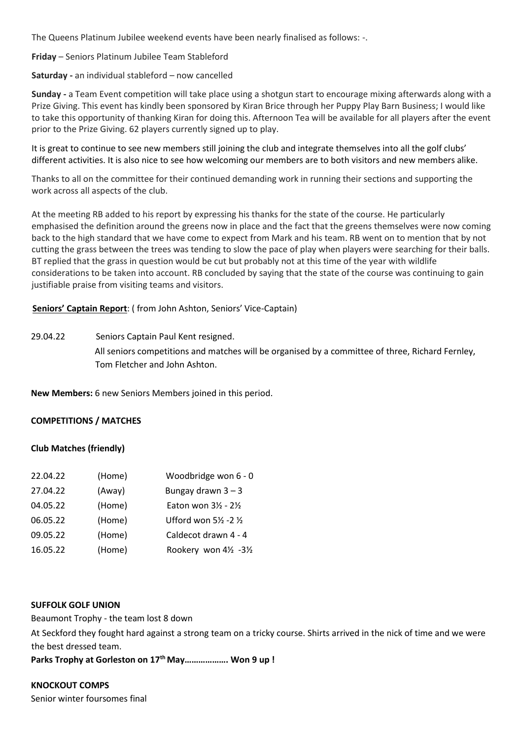The Queens Platinum Jubilee weekend events have been nearly finalised as follows: -.

**Friday** – Seniors Platinum Jubilee Team Stableford

**Saturday -** an individual stableford – now cancelled

**Sunday -** a Team Event competition will take place using a shotgun start to encourage mixing afterwards along with a Prize Giving. This event has kindly been sponsored by Kiran Brice through her Puppy Play Barn Business; I would like to take this opportunity of thanking Kiran for doing this. Afternoon Tea will be available for all players after the event prior to the Prize Giving. 62 players currently signed up to play.

It is great to continue to see new members still joining the club and integrate themselves into all the golf clubs' different activities. It is also nice to see how welcoming our members are to both visitors and new members alike.

Thanks to all on the committee for their continued demanding work in running their sections and supporting the work across all aspects of the club.

At the meeting RB added to his report by expressing his thanks for the state of the course. He particularly emphasised the definition around the greens now in place and the fact that the greens themselves were now coming back to the high standard that we have come to expect from Mark and his team. RB went on to mention that by not cutting the grass between the trees was tending to slow the pace of play when players were searching for their balls. BT replied that the grass in question would be cut but probably not at this time of the year with wildlife considerations to be taken into account. RB concluded by saying that the state of the course was continuing to gain justifiable praise from visiting teams and visitors.

**Seniors' Captain Report**: ( from John Ashton, Seniors' Vice-Captain)

29.04.22 Seniors Captain Paul Kent resigned.
All seniors competitions and matches will be organised by a committee of three, Richard Fernley, Tom Fletcher and John Ashton.

**New Members:** 6 new Seniors Members joined in this period.

**COMPETITIONS / MATCHES**

**Club Matches (friendly)**

| | | |
|---|---|---|
| 22.04.22 | (Home) | Woodbridge won 6 - 0 |
| 27.04.22 | (Away) | Bungay drawn 3 – 3 |
| 04.05.22 | (Home) | Eaton won 3½ - 2½ |
| 06.05.22 | (Home) | Ufford won 5½ -2 ½ |
| 09.05.22 | (Home) | Caldecot drawn 4 - 4 |
| 16.05.22 | (Home) | Rookery won 4½ -3½ |

**SUFFOLK GOLF UNION**

Beaumont Trophy - the team lost 8 down

At Seckford they fought hard against a strong team on a tricky course. Shirts arrived in the nick of time and we were the best dressed team.

**Parks Trophy at Gorleston on 17th May………………. Won 9 up !**

**KNOCKOUT COMPS**

Senior winter foursomes final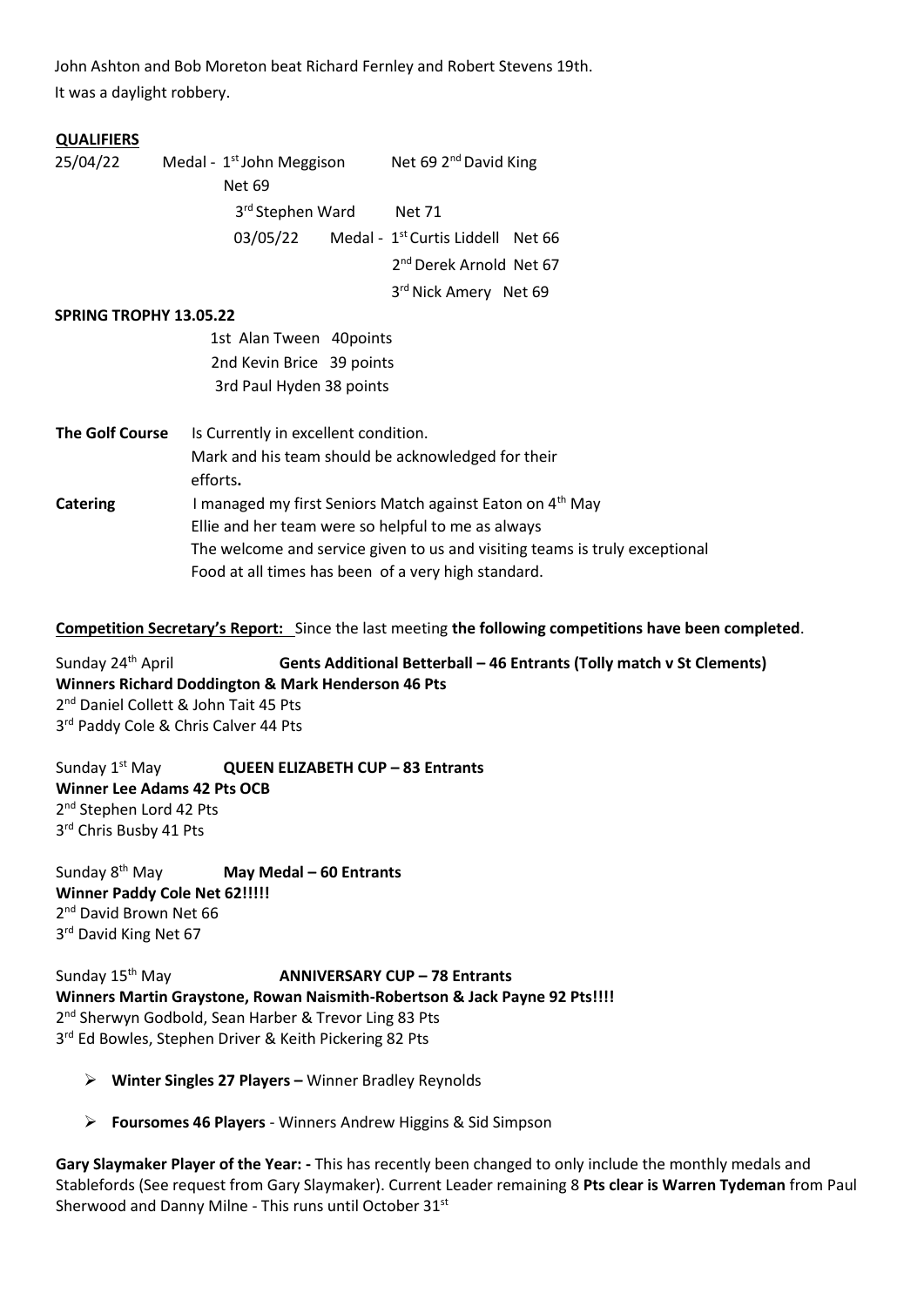John Ashton and Bob Moreton beat Richard Fernley and Robert Stevens 19th.
It was a daylight robbery.

**QUALIFIERS**

25/04/22 Medal - 1st John Meggison Net 69 2nd David King Net 69
3rd Stephen Ward Net 71

03/05/22 Medal - 1st Curtis Liddell Net 66
2nd Derek Arnold Net 67
3rd Nick Amery Net 69

**SPRING TROPHY 13.05.22**

1st Alan Tween 40points
2nd Kevin Brice 39 points
3rd Paul Hyden 38 points

**The Golf Course** Is Currently in excellent condition.
Mark and his team should be acknowledged for their efforts**.**

**Catering** I managed my first Seniors Match against Eaton on 4th May
Ellie and her team were so helpful to me as always
The welcome and service given to us and visiting teams is truly exceptional
Food at all times has been of a very high standard.

**Competition Secretary's Report:** Since the last meeting **the following competitions have been completed**.

Sunday 24th April **Gents Additional Betterball – 46 Entrants (Tolly match v St Clements)**
**Winners Richard Doddington & Mark Henderson 46 Pts**
2nd Daniel Collett & John Tait 45 Pts
3rd Paddy Cole & Chris Calver 44 Pts

Sunday 1st May **QUEEN ELIZABETH CUP – 83 Entrants**
**Winner Lee Adams 42 Pts OCB**
2nd Stephen Lord 42 Pts
3rd Chris Busby 41 Pts

Sunday 8th May **May Medal – 60 Entrants**
**Winner Paddy Cole Net 62!!!!!**
2nd David Brown Net 66
3rd David King Net 67

Sunday 15th May **ANNIVERSARY CUP – 78 Entrants**
**Winners Martin Graystone, Rowan Naismith-Robertson & Jack Payne 92 Pts!!!!**
2nd Sherwyn Godbold, Sean Harber & Trevor Ling 83 Pts
3rd Ed Bowles, Stephen Driver & Keith Pickering 82 Pts

- **Winter Singles 27 Players –** Winner Bradley Reynolds
- **Foursomes 46 Players** - Winners Andrew Higgins & Sid Simpson

**Gary Slaymaker Player of the Year: -** This has recently been changed to only include the monthly medals and Stablefords (See request from Gary Slaymaker). Current Leader remaining 8 **Pts clear is Warren Tydeman** from Paul Sherwood and Danny Milne - This runs until October 31st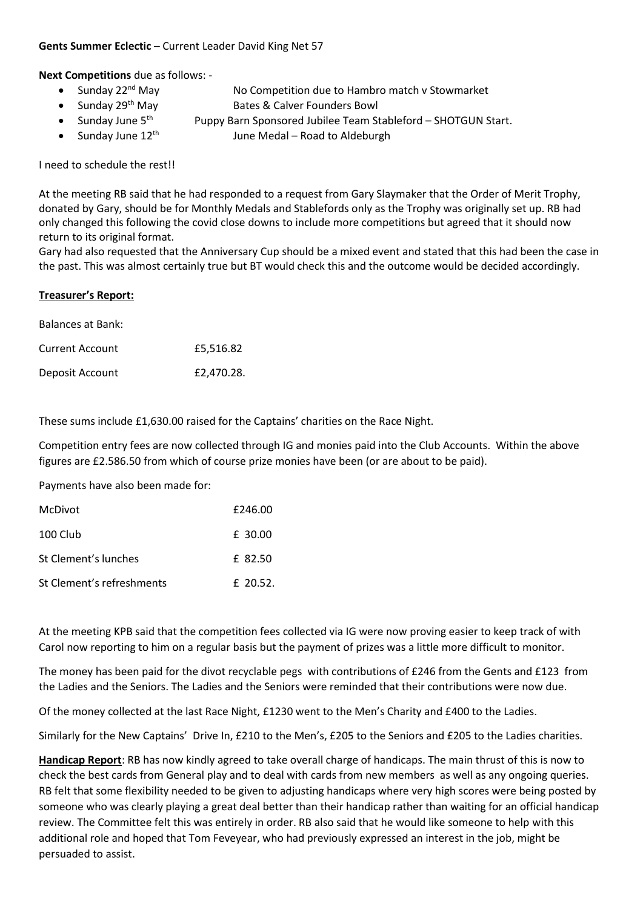**Gents Summer Eclectic** – Current Leader David King Net 57

**Next Competitions** due as follows: -

- Sunday 22nd May — No Competition due to Hambro match v Stowmarket
- Sunday 29th May — Bates & Calver Founders Bowl
- Sunday June 5th — Puppy Barn Sponsored Jubilee Team Stableford – SHOTGUN Start.
- Sunday June 12th — June Medal – Road to Aldeburgh

I need to schedule the rest!!

At the meeting RB said that he had responded to a request from Gary Slaymaker that the Order of Merit Trophy, donated by Gary, should be for Monthly Medals and Stablefords only as the Trophy was originally set up. RB had only changed this following the covid close downs to include more competitions but agreed that it should now return to its original format.

Gary had also requested that the Anniversary Cup should be a mixed event and stated that this had been the case in the past. This was almost certainly true but BT would check this and the outcome would be decided accordingly.

**Treasurer's Report:**

Balances at Bank:

| | |
|---|---|
| Current Account | £5,516.82 |
| Deposit Account | £2,470.28. |

These sums include £1,630.00 raised for the Captains' charities on the Race Night.

Competition entry fees are now collected through IG and monies paid into the Club Accounts. Within the above figures are £2.586.50 from which of course prize monies have been (or are about to be paid).

Payments have also been made for:

| | |
|---|---|
| McDivot | £246.00 |
| 100 Club | £ 30.00 |
| St Clement's lunches | £ 82.50 |
| St Clement's refreshments | £ 20.52. |

At the meeting KPB said that the competition fees collected via IG were now proving easier to keep track of with Carol now reporting to him on a regular basis but the payment of prizes was a little more difficult to monitor.

The money has been paid for the divot recyclable pegs with contributions of £246 from the Gents and £123 from the Ladies and the Seniors. The Ladies and the Seniors were reminded that their contributions were now due.

Of the money collected at the last Race Night, £1230 went to the Men's Charity and £400 to the Ladies.

Similarly for the New Captains' Drive In, £210 to the Men's, £205 to the Seniors and £205 to the Ladies charities.

**Handicap Report**: RB has now kindly agreed to take overall charge of handicaps. The main thrust of this is now to check the best cards from General play and to deal with cards from new members as well as any ongoing queries. RB felt that some flexibility needed to be given to adjusting handicaps where very high scores were being posted by someone who was clearly playing a great deal better than their handicap rather than waiting for an official handicap review. The Committee felt this was entirely in order. RB also said that he would like someone to help with this additional role and hoped that Tom Feveyear, who had previously expressed an interest in the job, might be persuaded to assist.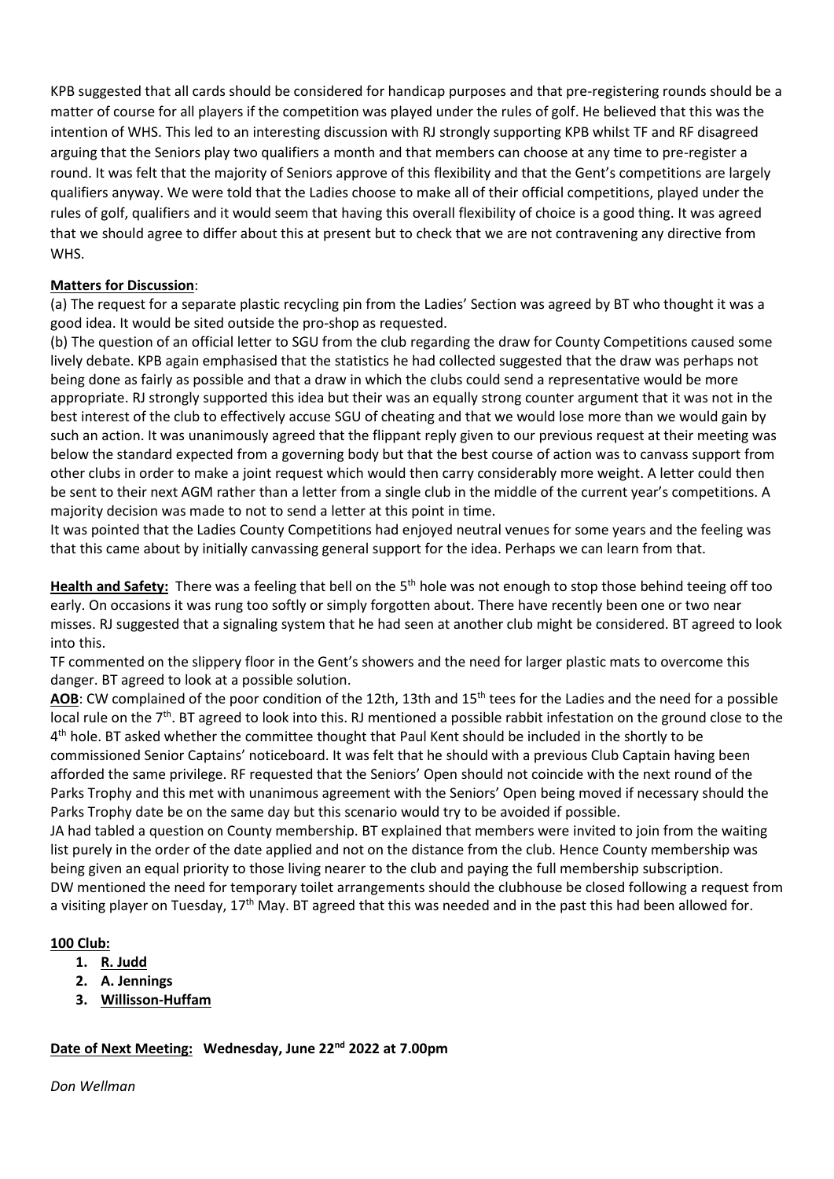KPB suggested that all cards should be considered for handicap purposes and that pre-registering rounds should be a matter of course for all players if the competition was played under the rules of golf. He believed that this was the intention of WHS. This led to an interesting discussion with RJ strongly supporting KPB whilst TF and RF disagreed arguing that the Seniors play two qualifiers a month and that members can choose at any time to pre-register a round. It was felt that the majority of Seniors approve of this flexibility and that the Gent's competitions are largely qualifiers anyway. We were told that the Ladies choose to make all of their official competitions, played under the rules of golf, qualifiers and it would seem that having this overall flexibility of choice is a good thing. It was agreed that we should agree to differ about this at present but to check that we are not contravening any directive from WHS.

**Matters for Discussion**:

(a) The request for a separate plastic recycling pin from the Ladies' Section was agreed by BT who thought it was a good idea. It would be sited outside the pro-shop as requested.

(b) The question of an official letter to SGU from the club regarding the draw for County Competitions caused some lively debate. KPB again emphasised that the statistics he had collected suggested that the draw was perhaps not being done as fairly as possible and that a draw in which the clubs could send a representative would be more appropriate. RJ strongly supported this idea but their was an equally strong counter argument that it was not in the best interest of the club to effectively accuse SGU of cheating and that we would lose more than we would gain by such an action. It was unanimously agreed that the flippant reply given to our previous request at their meeting was below the standard expected from a governing body but that the best course of action was to canvass support from other clubs in order to make a joint request which would then carry considerably more weight. A letter could then be sent to their next AGM rather than a letter from a single club in the middle of the current year's competitions. A majority decision was made to not to send a letter at this point in time.

It was pointed that the Ladies County Competitions had enjoyed neutral venues for some years and the feeling was that this came about by initially canvassing general support for the idea. Perhaps we can learn from that.

**Health and Safety:** There was a feeling that bell on the 5th hole was not enough to stop those behind teeing off too early. On occasions it was rung too softly or simply forgotten about. There have recently been one or two near misses. RJ suggested that a signaling system that he had seen at another club might be considered. BT agreed to look into this.

TF commented on the slippery floor in the Gent's showers and the need for larger plastic mats to overcome this danger. BT agreed to look at a possible solution.

**AOB**: CW complained of the poor condition of the 12th, 13th and 15th tees for the Ladies and the need for a possible local rule on the 7th. BT agreed to look into this. RJ mentioned a possible rabbit infestation on the ground close to the 4th hole. BT asked whether the committee thought that Paul Kent should be included in the shortly to be commissioned Senior Captains' noticeboard. It was felt that he should with a previous Club Captain having been afforded the same privilege. RF requested that the Seniors' Open should not coincide with the next round of the Parks Trophy and this met with unanimous agreement with the Seniors' Open being moved if necessary should the Parks Trophy date be on the same day but this scenario would try to be avoided if possible.

JA had tabled a question on County membership. BT explained that members were invited to join from the waiting list purely in the order of the date applied and not on the distance from the club. Hence County membership was being given an equal priority to those living nearer to the club and paying the full membership subscription.

DW mentioned the need for temporary toilet arrangements should the clubhouse be closed following a request from a visiting player on Tuesday, 17th May. BT agreed that this was needed and in the past this had been allowed for.

**100 Club:**

1. **R. Judd**
2. **A. Jennings**
3. **Willisson-Huffam**

**Date of Next Meeting: Wednesday, June 22nd 2022 at 7.00pm**

*Don Wellman*